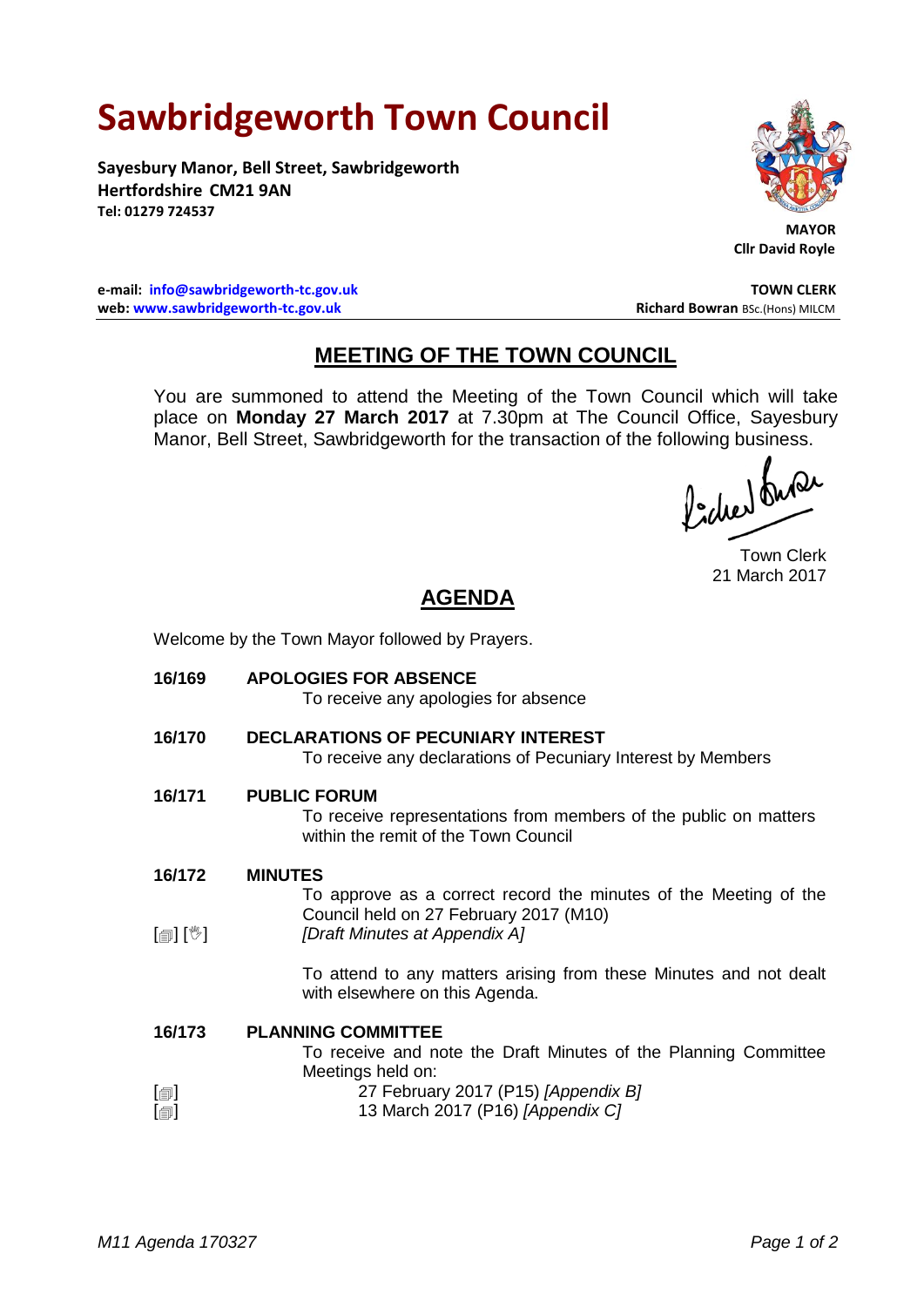# Sawbridgeworth Town Council

**Sayesbury Manor, Bell Street, Sawbridgeworth**
**Hertfordshire CM21 9AN**
**Tel: 01279 724537**

**MAYOR**
**Cllr David Royle**

**e-mail: info@sawbridgeworth-tc.gov.uk**
**web: www.sawbridgeworth-tc.gov.uk**

**TOWN CLERK**
**Richard Bowran** BSc.(Hons) MILCM

## MEETING OF THE TOWN COUNCIL

You are summoned to attend the Meeting of the Town Council which will take place on **Monday 27 March 2017** at 7.30pm at The Council Office, Sayesbury Manor, Bell Street, Sawbridgeworth for the transaction of the following business.

Town Clerk
21 March 2017

## AGENDA

Welcome by the Town Mayor followed by Prayers.

**16/169 APOLOGIES FOR ABSENCE**

To receive any apologies for absence

**16/170 DECLARATIONS OF PECUNIARY INTEREST**

To receive any declarations of Pecuniary Interest by Members

**16/171 PUBLIC FORUM**

To receive representations from members of the public on matters within the remit of the Town Council

**16/172 MINUTES**

To approve as a correct record the minutes of the Meeting of the Council held on 27 February 2017 (M10)

[🗐] [🖑] *[Draft Minutes at Appendix A]*

To attend to any matters arising from these Minutes and not dealt with elsewhere on this Agenda.

**16/173 PLANNING COMMITTEE**

To receive and note the Draft Minutes of the Planning Committee Meetings held on:

[🗐] 27 February 2017 (P15) *[Appendix B]*
[🗐] 13 March 2017 (P16) *[Appendix C]*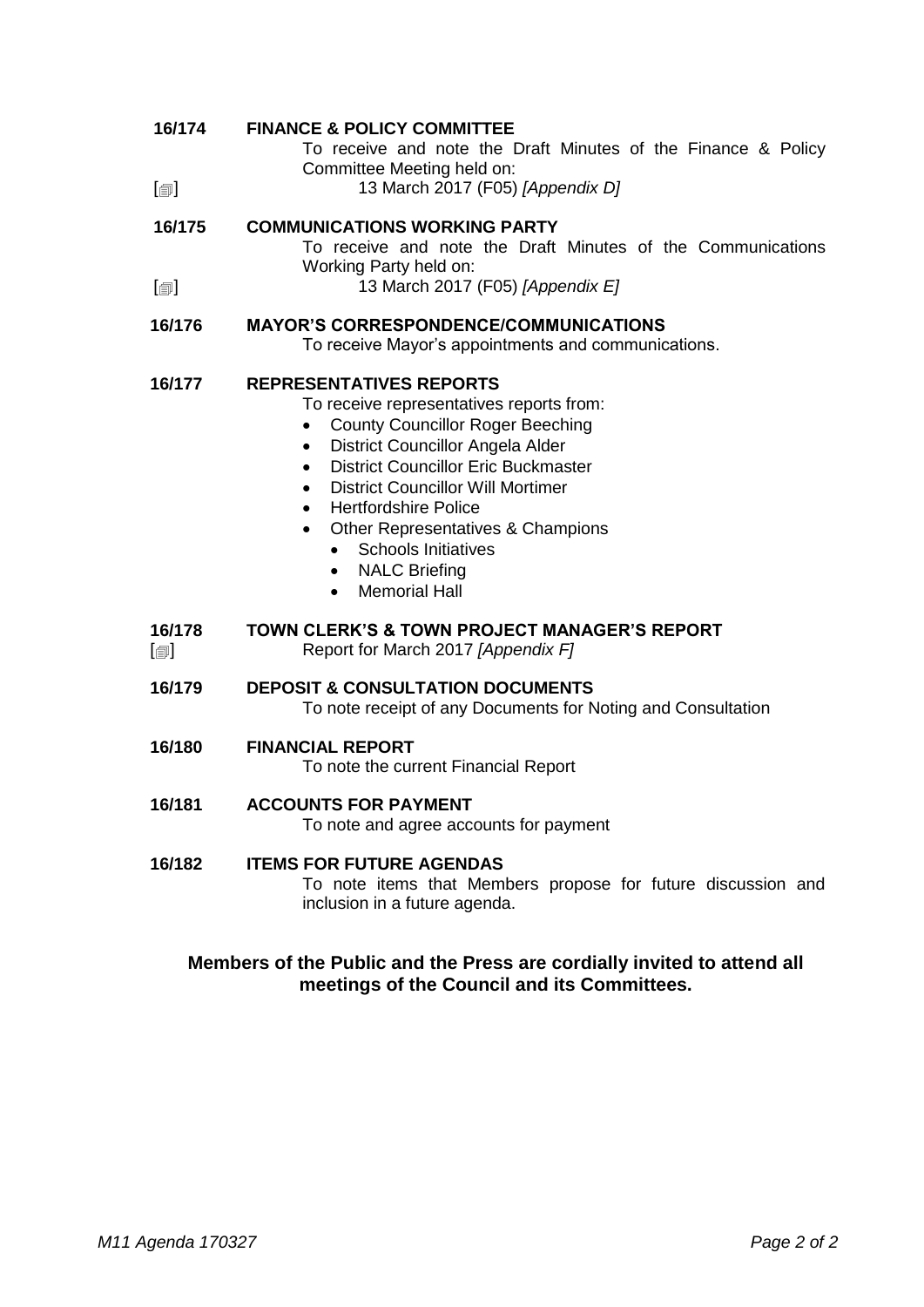**16/174 FINANCE & POLICY COMMITTEE**

To receive and note the Draft Minutes of the Finance & Policy Committee Meeting held on:

[🗐] 13 March 2017 (F05) *[Appendix D]*

**16/175 COMMUNICATIONS WORKING PARTY**

To receive and note the Draft Minutes of the Communications Working Party held on:

[🗐] 13 March 2017 (F05) *[Appendix E]*

**16/176 MAYOR'S CORRESPONDENCE/COMMUNICATIONS**

To receive Mayor's appointments and communications.

**16/177 REPRESENTATIVES REPORTS**

To receive representatives reports from:

- County Councillor Roger Beeching
- District Councillor Angela Alder
- District Councillor Eric Buckmaster
- District Councillor Will Mortimer
- Hertfordshire Police
- Other Representatives & Champions
  - Schools Initiatives
  - NALC Briefing
  - Memorial Hall

**16/178 TOWN CLERK'S & TOWN PROJECT MANAGER'S REPORT**

[🗐] Report for March 2017 *[Appendix F]*

**16/179 DEPOSIT & CONSULTATION DOCUMENTS**

To note receipt of any Documents for Noting and Consultation

**16/180 FINANCIAL REPORT**

To note the current Financial Report

**16/181 ACCOUNTS FOR PAYMENT**

To note and agree accounts for payment

**16/182 ITEMS FOR FUTURE AGENDAS**

To note items that Members propose for future discussion and inclusion in a future agenda.

**Members of the Public and the Press are cordially invited to attend all meetings of the Council and its Committees.**